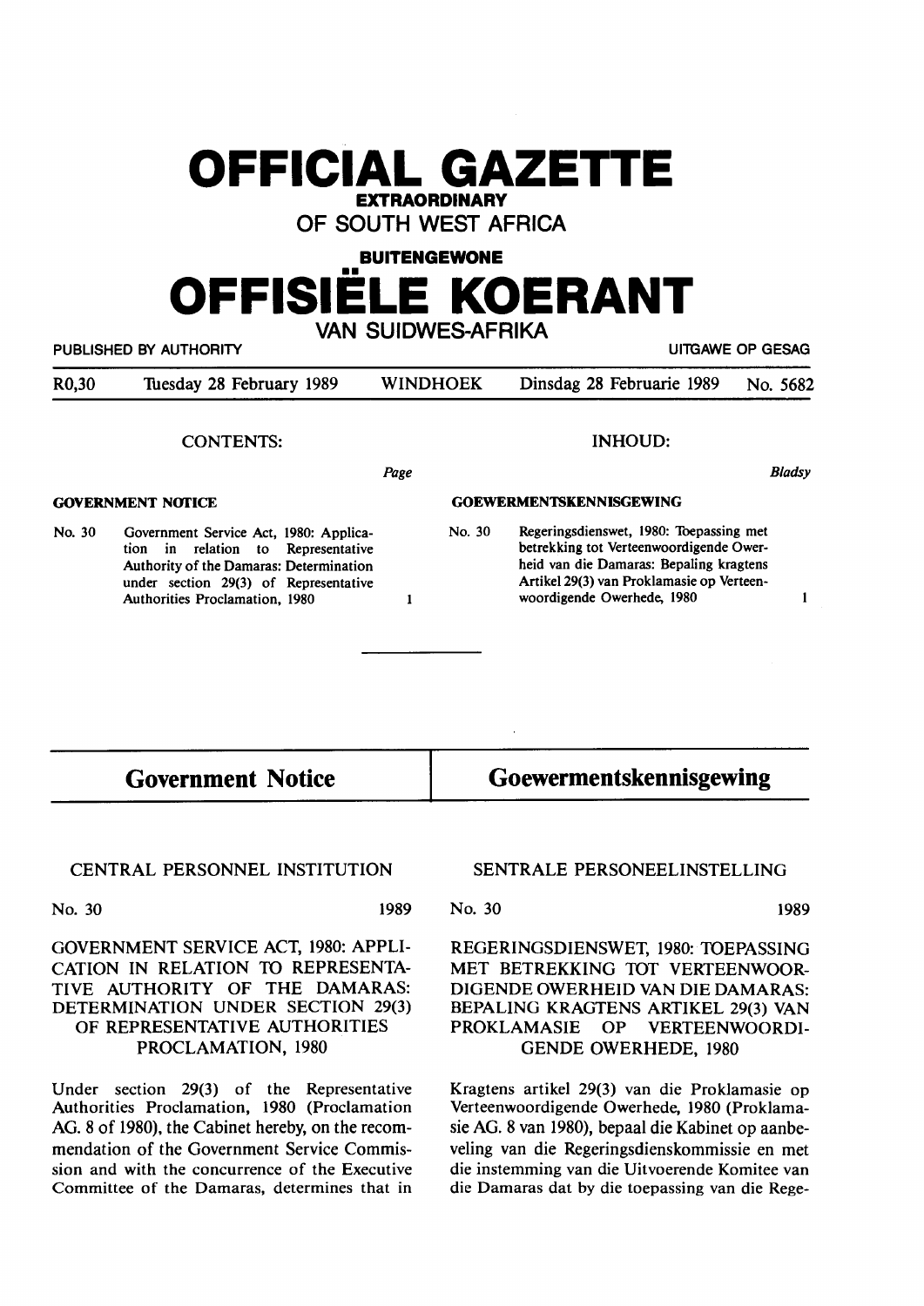# OFFICIAL GAZETTE

**EXTRAORDINARY**

**OF SOUTH WEST AFRICA**

**BUITENGEWONE**

# OFFISIËLE KOERANT

**VAN SUIDWES-AFRIKA**

PUBLISHED BY AUTHORITY — UITGAWE OP GESAG

R0,30 — Tuesday 28 February 1989 — WINDHOEK — Dinsdag 28 Februarie 1989 — No. 5682

## CONTENTS:

| | | Page |
|---|---|---|
| **GOVERNMENT NOTICE** | | |
| No. 30 | Government Service Act, 1980: Application in relation to Representative Authority of the Damaras: Determination under section 29(3) of Representative Authorities Proclamation, 1980 | 1 |

## INHOUD:

| | | Bladsy |
|---|---|---|
| **GOEWERMENTSKENNISGEWING** | | |
| No. 30 | Regeringsdienswet, 1980: Toepassing met betrekking tot Verteenwoordigende Owerheid van die Damaras: Bepaling kragtens Artikel 29(3) van Proklamasie op Verteenwoordigende Owerhede, 1980 | 1 |

---

## Government Notice

CENTRAL PERSONNEL INSTITUTION

No. 30 — 1989

GOVERNMENT SERVICE ACT, 1980: APPLICATION IN RELATION TO REPRESENTATIVE AUTHORITY OF THE DAMARAS: DETERMINATION UNDER SECTION 29(3) OF REPRESENTATIVE AUTHORITIES PROCLAMATION, 1980

Under section 29(3) of the Representative Authorities Proclamation, 1980 (Proclamation AG. 8 of 1980), the Cabinet hereby, on the recommendation of the Government Service Commission and with the concurrence of the Executive Committee of the Damaras, determines that in

## Goewermentskennisgewing

SENTRALE PERSONEELINSTELLING

No. 30 — 1989

REGERINGSDIENSWET, 1980: TOEPASSING MET BETREKKING TOT VERTEENWOORDIGENDE OWERHEID VAN DIE DAMARAS: BEPALING KRAGTENS ARTIKEL 29(3) VAN PROKLAMASIE OP VERTEENWOORDIGENDE OWERHEDE, 1980

Kragtens artikel 29(3) van die Proklamasie op Verteenwoordigende Owerhede, 1980 (Proklamasie AG. 8 van 1980), bepaal die Kabinet op aanbeveling van die Regeringsdienskommissie en met die instemming van die Uitvoerende Komitee van die Damaras dat by die toepassing van die Rege-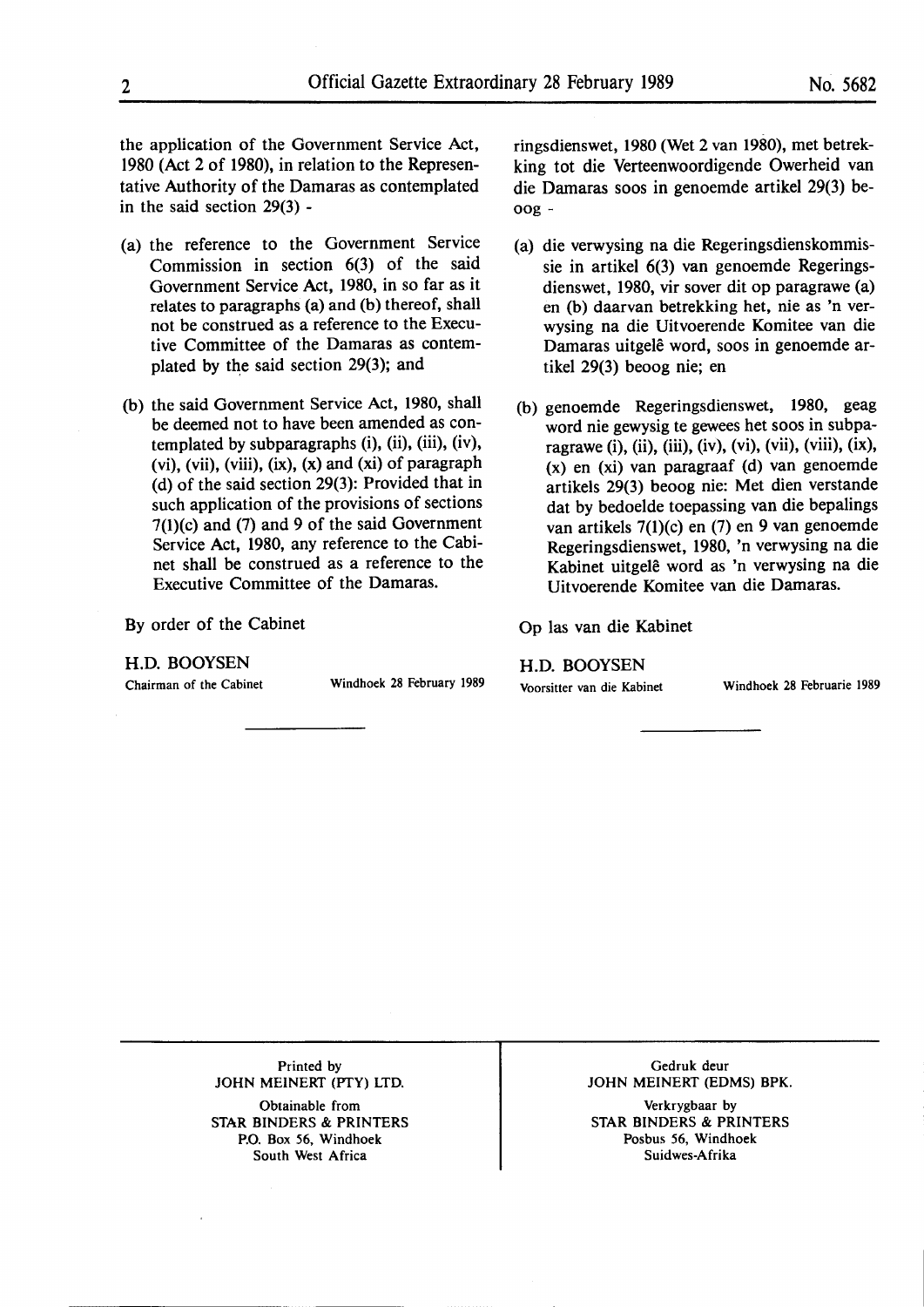the application of the Government Service Act, 1980 (Act 2 of 1980), in relation to the Representative Authority of the Damaras as contemplated in the said section 29(3) -

(a) the reference to the Government Service Commission in section 6(3) of the said Government Service Act, 1980, in so far as it relates to paragraphs (a) and (b) thereof, shall not be construed as a reference to the Executive Committee of the Damaras as contemplated by the said section 29(3); and

(b) the said Government Service Act, 1980, shall be deemed not to have been amended as contemplated by subparagraphs (i), (ii), (iii), (iv), (vi), (vii), (viii), (ix), (x) and (xi) of paragraph (d) of the said section 29(3): Provided that in such application of the provisions of sections 7(1)(c) and (7) and 9 of the said Government Service Act, 1980, any reference to the Cabinet shall be construed as a reference to the Executive Committee of the Damaras.

By order of the Cabinet

H.D. BOOYSEN
Chairman of the Cabinet — Windhoek 28 February 1989

ringsdienswet, 1980 (Wet 2 van 1980), met betrekking tot die Verteenwoordigende Owerheid van die Damaras soos in genoemde artikel 29(3) beoog -

(a) die verwysing na die Regeringsdienskommissie in artikel 6(3) van genoemde Regeringsdienswet, 1980, vir sover dit op paragrawe (a) en (b) daarvan betrekking het, nie as 'n verwysing na die Uitvoerende Komitee van die Damaras uitgelê word, soos in genoemde artikel 29(3) beoog nie; en

(b) genoemde Regeringsdienswet, 1980, geag word nie gewysig te gewees het soos in subparagrawe (i), (ii), (iii), (iv), (vi), (vii), (viii), (ix), (x) en (xi) van paragraaf (d) van genoemde artikels 29(3) beoog nie: Met dien verstande dat by bedoelde toepassing van die bepalings van artikels 7(1)(c) en (7) en 9 van genoemde Regeringsdienswet, 1980, 'n verwysing na die Kabinet uitgelê word as 'n verwysing na die Uitvoerende Komitee van die Damaras.

Op las van die Kabinet

H.D. BOOYSEN
Voorsitter van die Kabinet — Windhoek 28 Februarie 1989

---

Printed by
JOHN MEINERT (PTY) LTD.
Obtainable from
STAR BINDERS & PRINTERS
P.O. Box 56, Windhoek
South West Africa

Gedruk deur
JOHN MEINERT (EDMS) BPK.
Verkrygbaar by
STAR BINDERS & PRINTERS
Posbus 56, Windhoek
Suidwes-Afrika